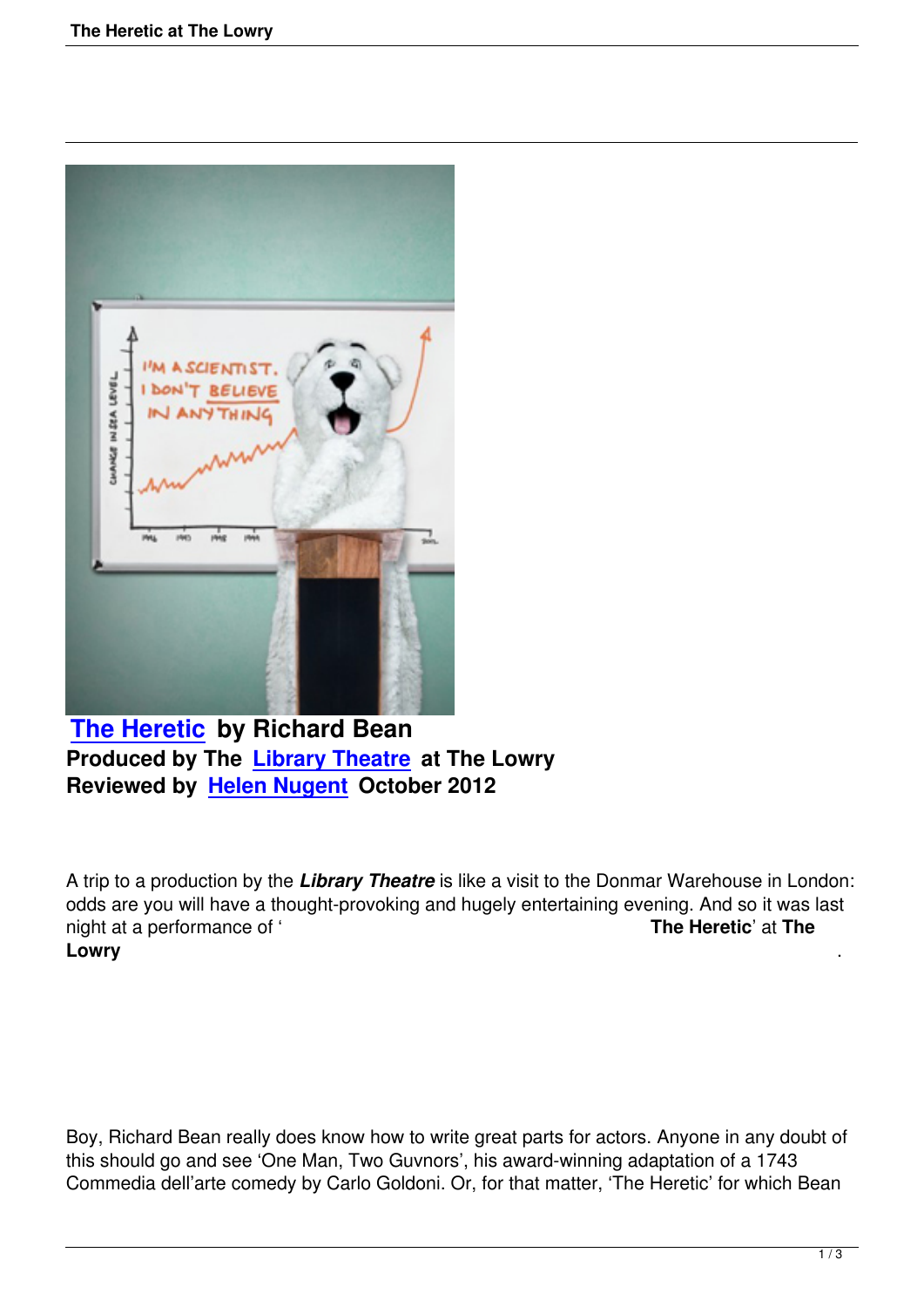**The Heretic by Richard Bean**
**Produced by The Library Theatre at The Lowry**
**Reviewed by Helen Nugent October 2012**

A trip to a production by the ***Library Theatre*** is like a visit to the Donmar Warehouse in London: odds are you will have a thought-provoking and hugely entertaining evening. And so it was last night at a performance of '**The Heretic**' at **The Lowry**.

Boy, Richard Bean really does know how to write great parts for actors. Anyone in any doubt of this should go and see 'One Man, Two Guvnors', his award-winning adaptation of a 1743 Commedia dell'arte comedy by Carlo Goldoni. Or, for that matter, 'The Heretic' for which Bean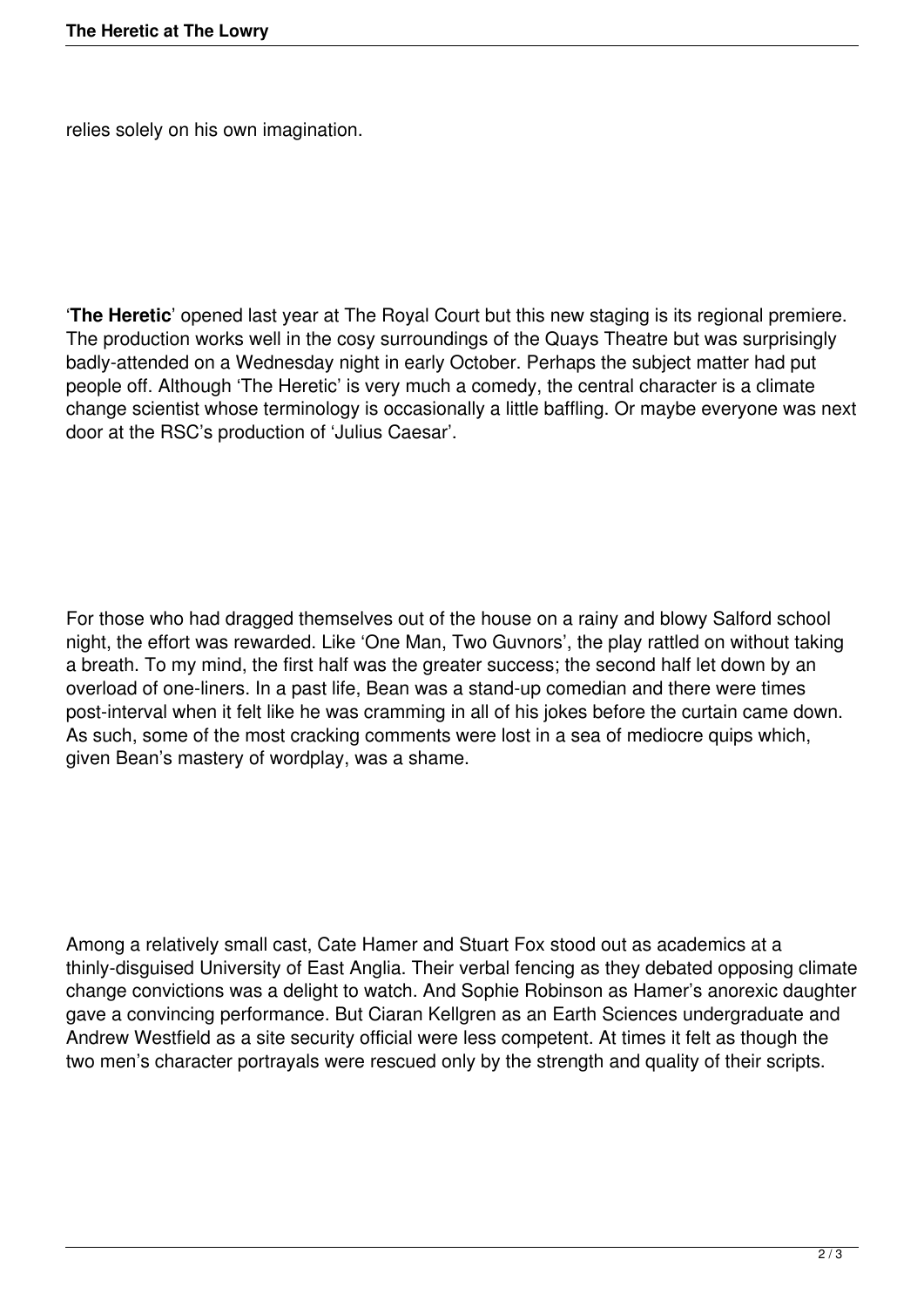relies solely on his own imagination.

‘**The Heretic**’ opened last year at The Royal Court but this new staging is its regional premiere. The production works well in the cosy surroundings of the Quays Theatre but was surprisingly badly-attended on a Wednesday night in early October. Perhaps the subject matter had put people off. Although ‘The Heretic’ is very much a comedy, the central character is a climate change scientist whose terminology is occasionally a little baffling. Or maybe everyone was next door at the RSC’s production of ‘Julius Caesar’.

For those who had dragged themselves out of the house on a rainy and blowy Salford school night, the effort was rewarded. Like ‘One Man, Two Guvnors’, the play rattled on without taking a breath. To my mind, the first half was the greater success; the second half let down by an overload of one-liners. In a past life, Bean was a stand-up comedian and there were times post-interval when it felt like he was cramming in all of his jokes before the curtain came down. As such, some of the most cracking comments were lost in a sea of mediocre quips which, given Bean’s mastery of wordplay, was a shame.

Among a relatively small cast, Cate Hamer and Stuart Fox stood out as academics at a thinly-disguised University of East Anglia. Their verbal fencing as they debated opposing climate change convictions was a delight to watch. And Sophie Robinson as Hamer’s anorexic daughter gave a convincing performance. But Ciaran Kellgren as an Earth Sciences undergraduate and Andrew Westfield as a site security official were less competent. At times it felt as though the two men’s character portrayals were rescued only by the strength and quality of their scripts.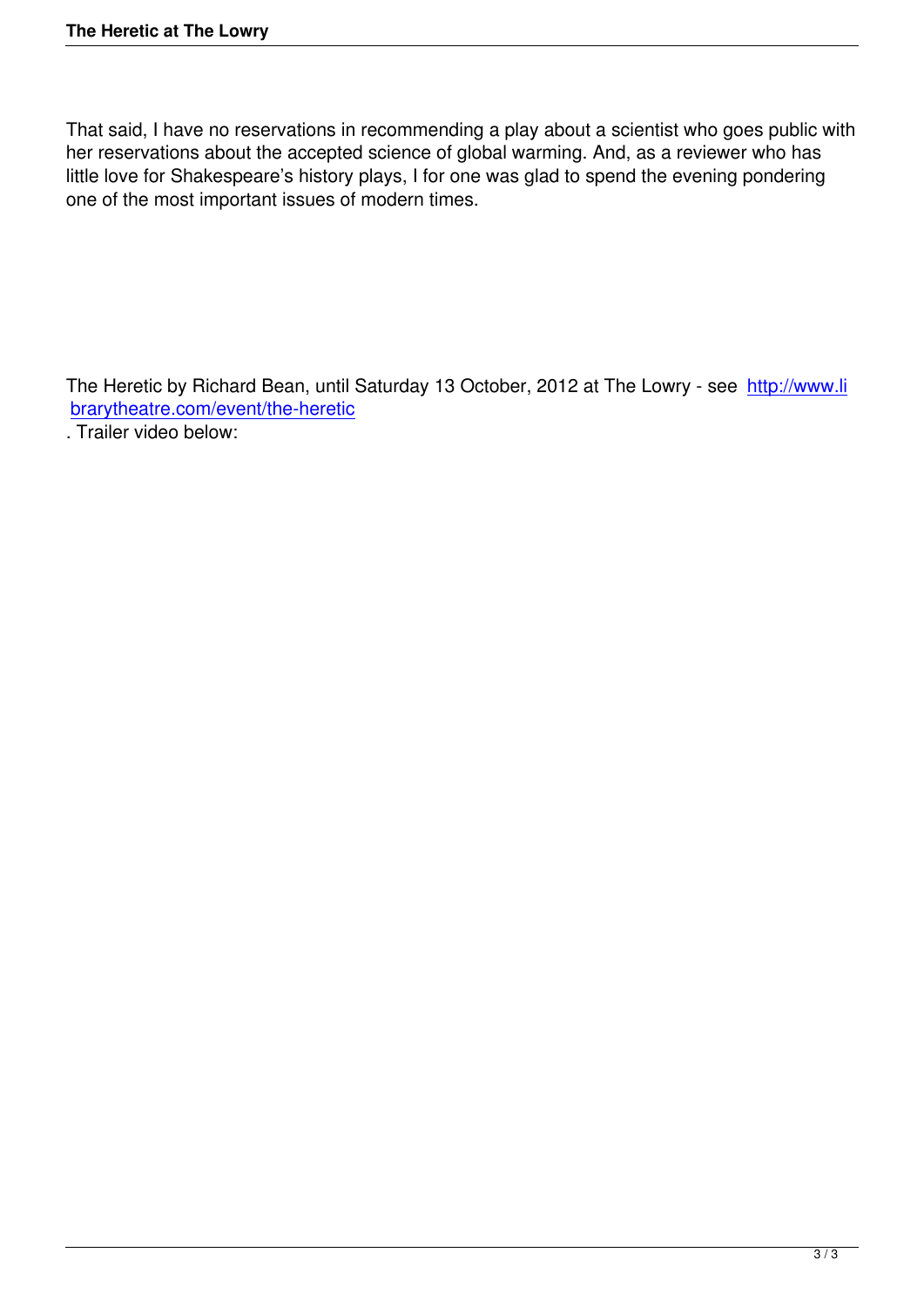That said, I have no reservations in recommending a play about a scientist who goes public with her reservations about the accepted science of global warming. And, as a reviewer who has little love for Shakespeare's history plays, I for one was glad to spend the evening pondering one of the most important issues of modern times.

The Heretic by Richard Bean, until Saturday 13 October, 2012 at The Lowry - see [http://www.librarytheatre.com/event/the-heretic](http://www.librarytheatre.com/event/the-heretic). Trailer video below: